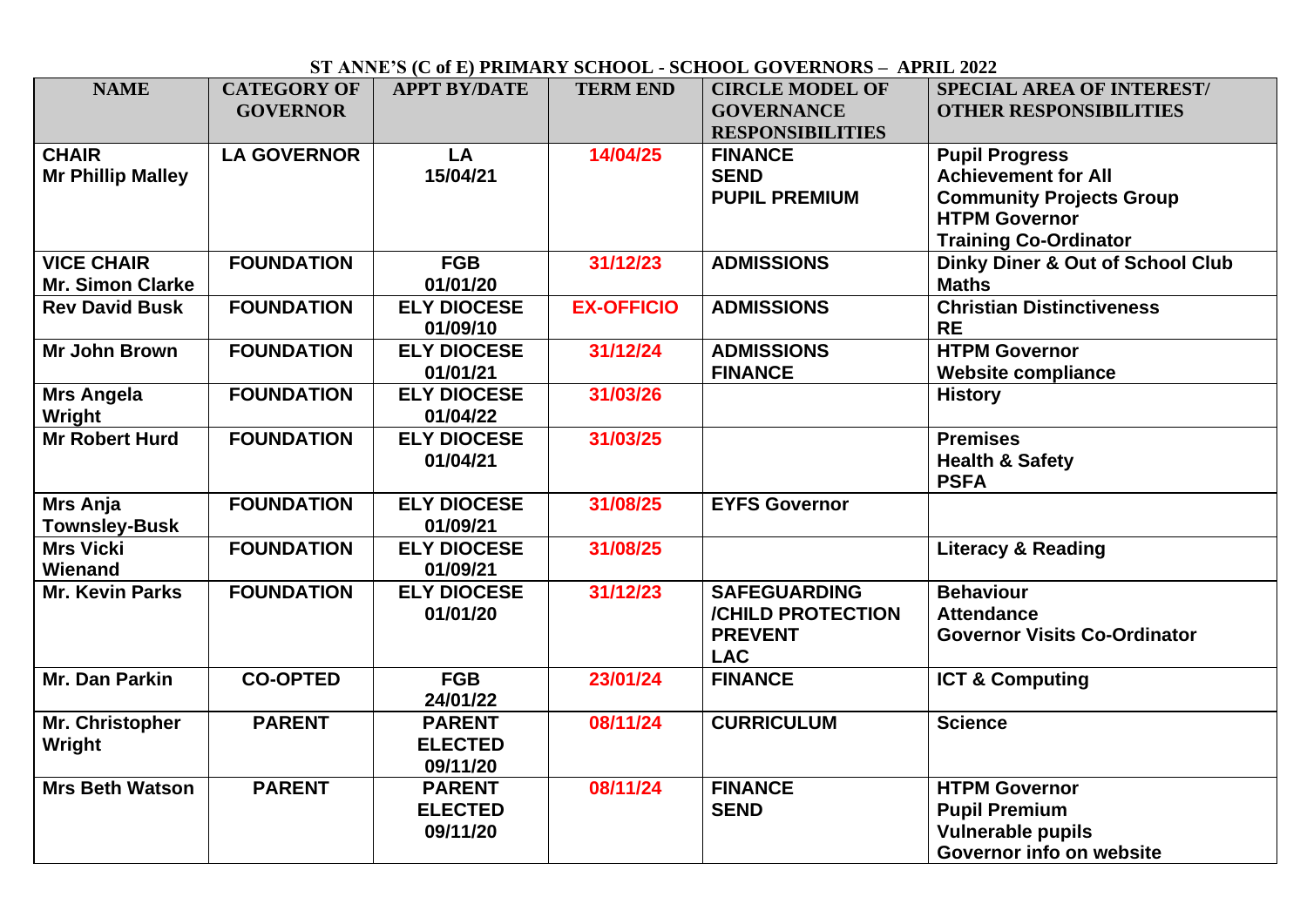# ST ANNE'S (C of E) PRIMARY SCHOOL - SCHOOL GOVERNORS – APRIL 2022

| NAME | CATEGORY OF GOVERNOR | APPT BY/DATE | TERM END | CIRCLE MODEL OF GOVERNANCE RESPONSIBILITIES | SPECIAL AREA OF INTEREST/ OTHER RESPONSIBILITIES |
|---|---|---|---|---|---|
| **CHAIR** Mr Phillip Malley | LA GOVERNOR | LA 15/04/21 | 14/04/25 | FINANCE SEND PUPIL PREMIUM | Pupil Progress Achievement for All Community Projects Group HTPM Governor Training Co-Ordinator |
| **VICE CHAIR** Mr. Simon Clarke | FOUNDATION | FGB 01/01/20 | 31/12/23 | ADMISSIONS | Dinky Diner & Out of School Club Maths |
| Rev David Busk | FOUNDATION | ELY DIOCESE 01/09/10 | EX-OFFICIO | ADMISSIONS | Christian Distinctiveness RE |
| Mr John Brown | FOUNDATION | ELY DIOCESE 01/01/21 | 31/12/24 | ADMISSIONS FINANCE | HTPM Governor Website compliance |
| Mrs Angela Wright | FOUNDATION | ELY DIOCESE 01/04/22 | 31/03/26 | | History |
| Mr Robert Hurd | FOUNDATION | ELY DIOCESE 01/04/21 | 31/03/25 | | Premises Health & Safety PSFA |
| Mrs Anja Townsley-Busk | FOUNDATION | ELY DIOCESE 01/09/21 | 31/08/25 | EYFS Governor | |
| Mrs Vicki Wienand | FOUNDATION | ELY DIOCESE 01/09/21 | 31/08/25 | | Literacy & Reading |
| Mr. Kevin Parks | FOUNDATION | ELY DIOCESE 01/01/20 | 31/12/23 | SAFEGUARDING /CHILD PROTECTION PREVENT LAC | Behaviour Attendance Governor Visits Co-Ordinator |
| Mr. Dan Parkin | CO-OPTED | FGB 24/01/22 | 23/01/24 | FINANCE | ICT & Computing |
| Mr. Christopher Wright | PARENT | PARENT ELECTED 09/11/20 | 08/11/24 | CURRICULUM | Science |
| Mrs Beth Watson | PARENT | PARENT ELECTED 09/11/20 | 08/11/24 | FINANCE SEND | HTPM Governor Pupil Premium Vulnerable pupils Governor info on website |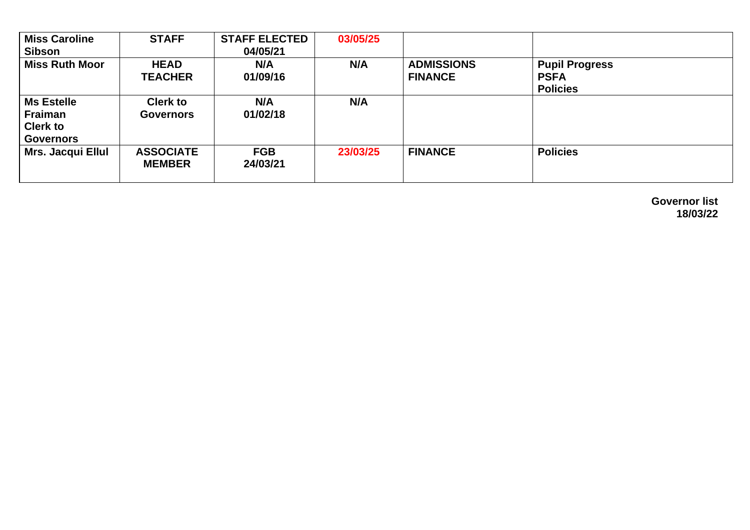| | | | | | |
|---|---|---|---|---|---|
| **Miss Caroline Sibson** | **STAFF** | **STAFF ELECTED 04/05/21** | **03/05/25** | | |
| **Miss Ruth Moor** | **HEAD TEACHER** | **N/A 01/09/16** | **N/A** | **ADMISSIONS FINANCE** | **Pupil Progress PSFA Policies** |
| **Ms Estelle Fraiman Clerk to Governors** | **Clerk to Governors** | **N/A 01/02/18** | **N/A** | | |
| **Mrs. Jacqui Ellul** | **ASSOCIATE MEMBER** | **FGB 24/03/21** | **23/03/25** | **FINANCE** | **Policies** |

**Governor list**
**18/03/22**